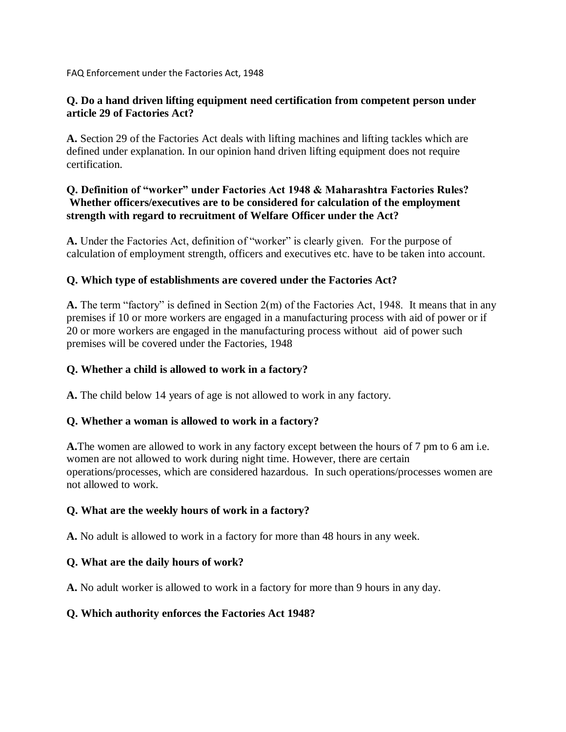FAQ Enforcement under the Factories Act, 1948

**Q. Do a hand driven lifting equipment need certification from competent person under article 29 of Factories Act?**

**A.** Section 29 of the Factories Act deals with lifting machines and lifting tackles which are defined under explanation. In our opinion hand driven lifting equipment does not require certification.

**Q. Definition of "worker" under Factories Act 1948 & Maharashtra Factories Rules? Whether officers/executives are to be considered for calculation of the employment strength with regard to recruitment of Welfare Officer under the Act?**

**A.** Under the Factories Act, definition of "worker" is clearly given. For the purpose of calculation of employment strength, officers and executives etc. have to be taken into account.

**Q. Which type of establishments are covered under the Factories Act?**

**A.** The term "factory" is defined in Section 2(m) of the Factories Act, 1948. It means that in any premises if 10 or more workers are engaged in a manufacturing process with aid of power or if 20 or more workers are engaged in the manufacturing process without aid of power such premises will be covered under the Factories, 1948

**Q. Whether a child is allowed to work in a factory?**

**A.** The child below 14 years of age is not allowed to work in any factory.

**Q. Whether a woman is allowed to work in a factory?**

**A.** The women are allowed to work in any factory except between the hours of 7 pm to 6 am i.e. women are not allowed to work during night time. However, there are certain operations/processes, which are considered hazardous. In such operations/processes women are not allowed to work.

**Q. What are the weekly hours of work in a factory?**

**A.** No adult is allowed to work in a factory for more than 48 hours in any week.

**Q. What are the daily hours of work?**

**A.** No adult worker is allowed to work in a factory for more than 9 hours in any day.

**Q. Which authority enforces the Factories Act 1948?**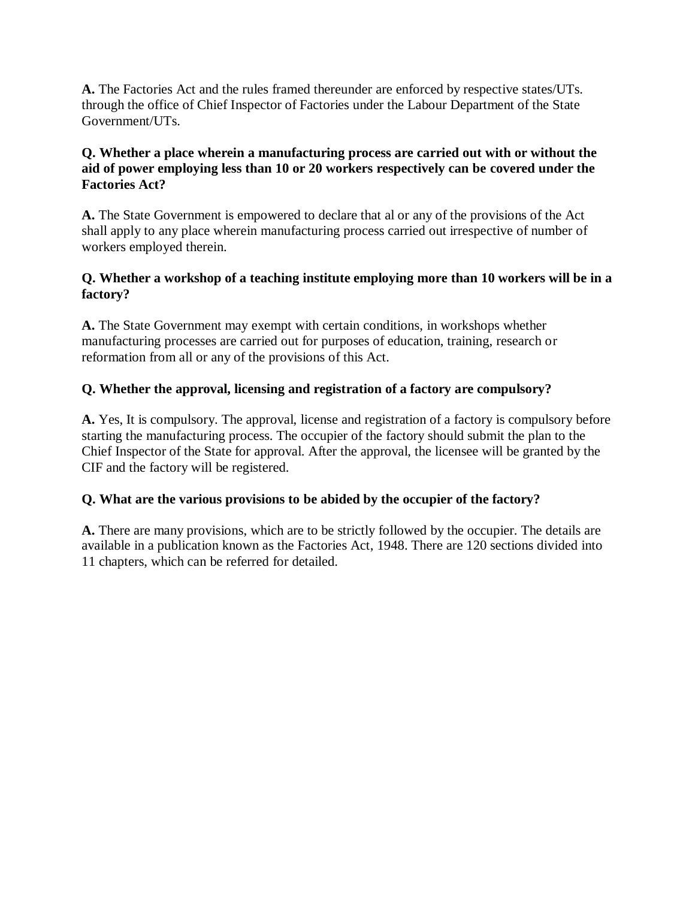**A.** The Factories Act and the rules framed thereunder are enforced by respective states/UTs. through the office of Chief Inspector of Factories under the Labour Department of the State Government/UTs.

**Q. Whether a place wherein a manufacturing process are carried out with or without the aid of power employing less than 10 or 20 workers respectively can be covered under the Factories Act?**

**A.** The State Government is empowered to declare that al or any of the provisions of the Act shall apply to any place wherein manufacturing process carried out irrespective of number of workers employed therein.

**Q. Whether a workshop of a teaching institute employing more than 10 workers will be in a factory?**

**A.** The State Government may exempt with certain conditions, in workshops whether manufacturing processes are carried out for purposes of education, training, research or reformation from all or any of the provisions of this Act.

**Q. Whether the approval, licensing and registration of a factory are compulsory?**

**A.** Yes, It is compulsory. The approval, license and registration of a factory is compulsory before starting the manufacturing process. The occupier of the factory should submit the plan to the Chief Inspector of the State for approval. After the approval, the licensee will be granted by the CIF and the factory will be registered.

**Q. What are the various provisions to be abided by the occupier of the factory?**

**A.** There are many provisions, which are to be strictly followed by the occupier. The details are available in a publication known as the Factories Act, 1948. There are 120 sections divided into 11 chapters, which can be referred for detailed.